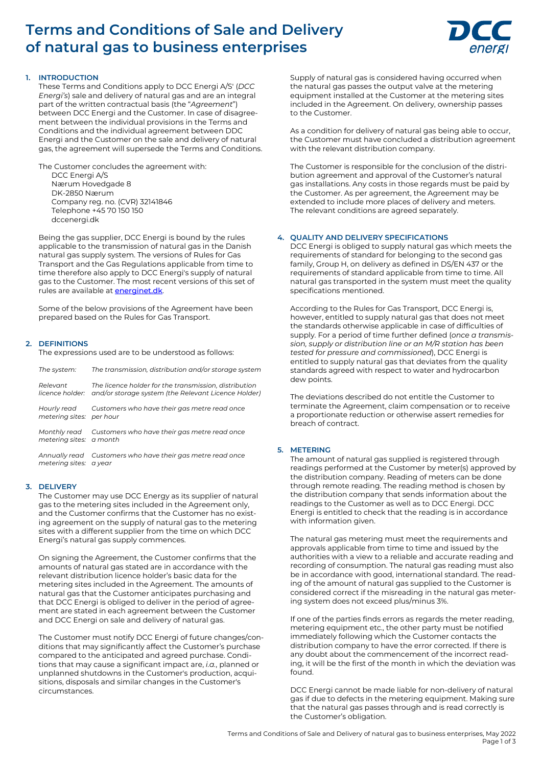# Terms and Conditions of Sale and Delivery of natural gas to business enterprises

## 1. INTRODUCTION

These Terms and Conditions apply to DCC Energi A/S' (*DCC Energi's*) sale and delivery of natural gas and are an integral part of the written contractual basis (the "*Agreement*") between DCC Energi and the Customer. In case of disagreement between the individual provisions in the Terms and Conditions and the individual agreement between DDC Energi and the Customer on the sale and delivery of natural gas, the agreement will supersede the Terms and Conditions.

The Customer concludes the agreement with:

DCC Energi A/S
Nærum Hovedgade 8
DK-2850 Nærum
Company reg. no. (CVR) 32141846
Telephone +45 70 150 150
dccenergi.dk

Being the gas supplier, DCC Energi is bound by the rules applicable to the transmission of natural gas in the Danish natural gas supply system. The versions of Rules for Gas Transport and the Gas Regulations applicable from time to time therefore also apply to DCC Energi's supply of natural gas to the Customer. The most recent versions of this set of rules are available at energinet.dk.

Some of the below provisions of the Agreement have been prepared based on the Rules for Gas Transport.

## 2. DEFINITIONS

The expressions used are to be understood as follows:

| | |
|---|---|
| *The system:* | *The transmission, distribution and/or storage system* |
| *Relevant licence holder:* | *The licence holder for the transmission, distribution and/or storage system (the Relevant Licence Holder)* |
| *Hourly read metering sites:* | *Customers who have their gas metre read once per hour* |
| *Monthly read metering sites:* | *Customers who have their gas metre read once a month* |
| *Annually read metering sites:* | *Customers who have their gas metre read once a year* |

## 3. DELIVERY

The Customer may use DCC Energy as its supplier of natural gas to the metering sites included in the Agreement only, and the Customer confirms that the Customer has no existing agreement on the supply of natural gas to the metering sites with a different supplier from the time on which DCC Energi's natural gas supply commences.

On signing the Agreement, the Customer confirms that the amounts of natural gas stated are in accordance with the relevant distribution licence holder's basic data for the metering sites included in the Agreement. The amounts of natural gas that the Customer anticipates purchasing and that DCC Energi is obliged to deliver in the period of agreement are stated in each agreement between the Customer and DCC Energi on sale and delivery of natural gas.

The Customer must notify DCC Energi of future changes/conditions that may significantly affect the Customer's purchase compared to the anticipated and agreed purchase. Conditions that may cause a significant impact are, *i.a.*, planned or unplanned shutdowns in the Customer's production, acquisitions, disposals and similar changes in the Customer's circumstances.

Supply of natural gas is considered having occurred when the natural gas passes the output valve at the metering equipment installed at the Customer at the metering sites included in the Agreement. On delivery, ownership passes to the Customer.

As a condition for delivery of natural gas being able to occur, the Customer must have concluded a distribution agreement with the relevant distribution company.

The Customer is responsible for the conclusion of the distribution agreement and approval of the Customer's natural gas installations. Any costs in those regards must be paid by the Customer. As per agreement, the Agreement may be extended to include more places of delivery and meters. The relevant conditions are agreed separately.

## 4. QUALITY AND DELIVERY SPECIFICATIONS

DCC Energi is obliged to supply natural gas which meets the requirements of standard for belonging to the second gas family, Group H, on delivery as defined in DS/EN 437 or the requirements of standard applicable from time to time. All natural gas transported in the system must meet the quality specifications mentioned.

According to the Rules for Gas Transport, DCC Energi is, however, entitled to supply natural gas that does not meet the standards otherwise applicable in case of difficulties of supply. For a period of time further defined (*once a transmission, supply or distribution line or an M/R station has been tested for pressure and commissioned*), DCC Energi is entitled to supply natural gas that deviates from the quality standards agreed with respect to water and hydrocarbon dew points.

The deviations described do not entitle the Customer to terminate the Agreement, claim compensation or to receive a proportionate reduction or otherwise assert remedies for breach of contract.

## 5. METERING

The amount of natural gas supplied is registered through readings performed at the Customer by meter(s) approved by the distribution company. Reading of meters can be done through remote reading. The reading method is chosen by the distribution company that sends information about the readings to the Customer as well as to DCC Energi. DCC Energi is entitled to check that the reading is in accordance with information given.

The natural gas metering must meet the requirements and approvals applicable from time to time and issued by the authorities with a view to a reliable and accurate reading and recording of consumption. The natural gas reading must also be in accordance with good, international standard. The reading of the amount of natural gas supplied to the Customer is considered correct if the misreading in the natural gas metering system does not exceed plus/minus 3%.

If one of the parties finds errors as regards the meter reading, metering equipment etc., the other party must be notified immediately following which the Customer contacts the distribution company to have the error corrected. If there is any doubt about the commencement of the incorrect reading, it will be the first of the month in which the deviation was found.

DCC Energi cannot be made liable for non-delivery of natural gas if due to defects in the metering equipment. Making sure that the natural gas passes through and is read correctly is the Customer's obligation.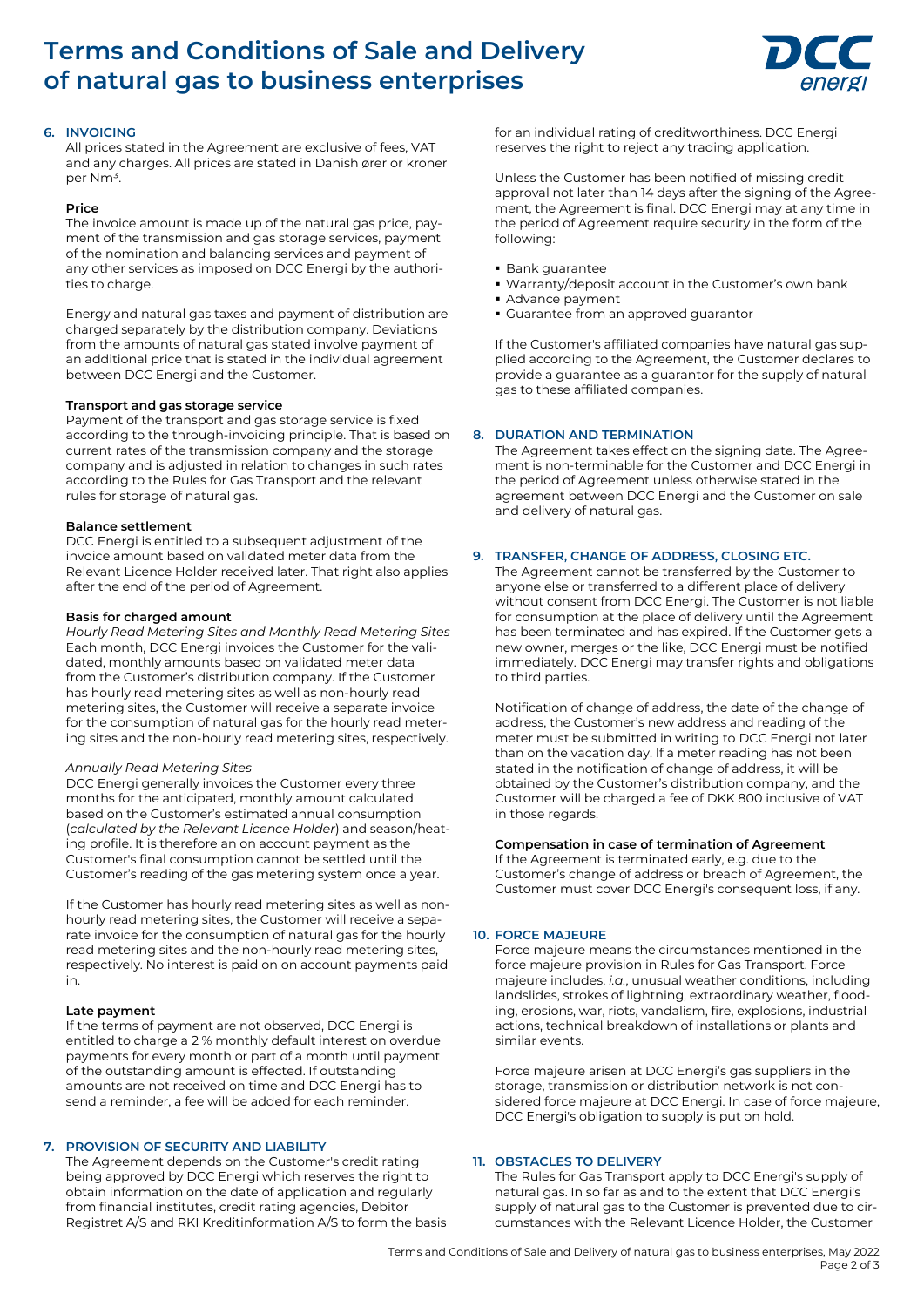# Terms and Conditions of Sale and Delivery of natural gas to business enterprises

## 6. INVOICING

All prices stated in the Agreement are exclusive of fees, VAT and any charges. All prices are stated in Danish ører or kroner per $Nm^3$.

**Price**

The invoice amount is made up of the natural gas price, payment of the transmission and gas storage services, payment of the nomination and balancing services and payment of any other services as imposed on DCC Energi by the authorities to charge.

Energy and natural gas taxes and payment of distribution are charged separately by the distribution company. Deviations from the amounts of natural gas stated involve payment of an additional price that is stated in the individual agreement between DCC Energi and the Customer.

**Transport and gas storage service**

Payment of the transport and gas storage service is fixed according to the through-invoicing principle. That is based on current rates of the transmission company and the storage company and is adjusted in relation to changes in such rates according to the Rules for Gas Transport and the relevant rules for storage of natural gas.

**Balance settlement**

DCC Energi is entitled to a subsequent adjustment of the invoice amount based on validated meter data from the Relevant Licence Holder received later. That right also applies after the end of the period of Agreement.

**Basis for charged amount**

*Hourly Read Metering Sites and Monthly Read Metering Sites*
Each month, DCC Energi invoices the Customer for the validated, monthly amounts based on validated meter data from the Customer's distribution company. If the Customer has hourly read metering sites as well as non-hourly read metering sites, the Customer will receive a separate invoice for the consumption of natural gas for the hourly read metering sites and the non-hourly read metering sites, respectively.

*Annually Read Metering Sites*
DCC Energi generally invoices the Customer every three months for the anticipated, monthly amount calculated based on the Customer's estimated annual consumption (*calculated by the Relevant Licence Holder*) and season/heating profile. It is therefore an on account payment as the Customer's final consumption cannot be settled until the Customer's reading of the gas metering system once a year.

If the Customer has hourly read metering sites as well as non-hourly read metering sites, the Customer will receive a separate invoice for the consumption of natural gas for the hourly read metering sites and the non-hourly read metering sites, respectively. No interest is paid on on account payments paid in.

**Late payment**

If the terms of payment are not observed, DCC Energi is entitled to charge a 2 % monthly default interest on overdue payments for every month or part of a month until payment of the outstanding amount is effected. If outstanding amounts are not received on time and DCC Energi has to send a reminder, a fee will be added for each reminder.

## 7. PROVISION OF SECURITY AND LIABILITY

The Agreement depends on the Customer's credit rating being approved by DCC Energi which reserves the right to obtain information on the date of application and regularly from financial institutes, credit rating agencies, Debitor Registret A/S and RKI Kreditinformation A/S to form the basis for an individual rating of creditworthiness. DCC Energi reserves the right to reject any trading application.

Unless the Customer has been notified of missing credit approval not later than 14 days after the signing of the Agreement, the Agreement is final. DCC Energi may at any time in the period of Agreement require security in the form of the following:

- Bank guarantee
- Warranty/deposit account in the Customer's own bank
- Advance payment
- Guarantee from an approved guarantor

If the Customer's affiliated companies have natural gas supplied according to the Agreement, the Customer declares to provide a guarantee as a guarantor for the supply of natural gas to these affiliated companies.

## 8. DURATION AND TERMINATION

The Agreement takes effect on the signing date. The Agreement is non-terminable for the Customer and DCC Energi in the period of Agreement unless otherwise stated in the agreement between DCC Energi and the Customer on sale and delivery of natural gas.

## 9. TRANSFER, CHANGE OF ADDRESS, CLOSING ETC.

The Agreement cannot be transferred by the Customer to anyone else or transferred to a different place of delivery without consent from DCC Energi. The Customer is not liable for consumption at the place of delivery until the Agreement has been terminated and has expired. If the Customer gets a new owner, merges or the like, DCC Energi must be notified immediately. DCC Energi may transfer rights and obligations to third parties.

Notification of change of address, the date of the change of address, the Customer's new address and reading of the meter must be submitted in writing to DCC Energi not later than on the vacation day. If a meter reading has not been stated in the notification of change of address, it will be obtained by the Customer's distribution company, and the Customer will be charged a fee of DKK 800 inclusive of VAT in those regards.

**Compensation in case of termination of Agreement**

If the Agreement is terminated early, e.g. due to the Customer's change of address or breach of Agreement, the Customer must cover DCC Energi's consequent loss, if any.

## 10. FORCE MAJEURE

Force majeure means the circumstances mentioned in the force majeure provision in Rules for Gas Transport. Force majeure includes, *i.a.*, unusual weather conditions, including landslides, strokes of lightning, extraordinary weather, flooding, erosions, war, riots, vandalism, fire, explosions, industrial actions, technical breakdown of installations or plants and similar events.

Force majeure arisen at DCC Energi's gas suppliers in the storage, transmission or distribution network is not considered force majeure at DCC Energi. In case of force majeure, DCC Energi's obligation to supply is put on hold.

## 11. OBSTACLES TO DELIVERY

The Rules for Gas Transport apply to DCC Energi's supply of natural gas. In so far as and to the extent that DCC Energi's supply of natural gas to the Customer is prevented due to circumstances with the Relevant Licence Holder, the Customer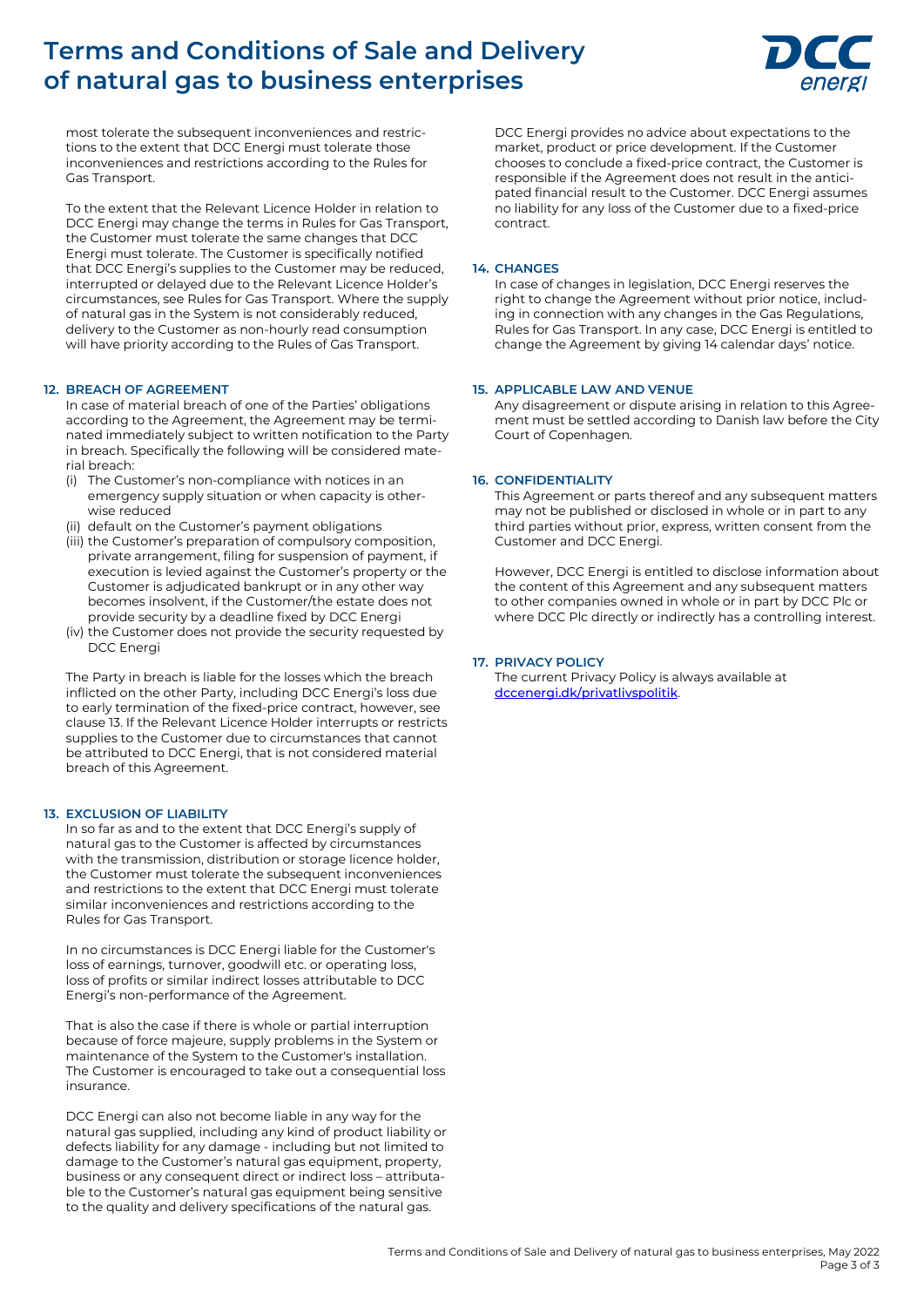most tolerate the subsequent inconveniences and restrictions to the extent that DCC Energi must tolerate those inconveniences and restrictions according to the Rules for Gas Transport.

To the extent that the Relevant Licence Holder in relation to DCC Energi may change the terms in Rules for Gas Transport, the Customer must tolerate the same changes that DCC Energi must tolerate. The Customer is specifically notified that DCC Energi's supplies to the Customer may be reduced, interrupted or delayed due to the Relevant Licence Holder's circumstances, see Rules for Gas Transport. Where the supply of natural gas in the System is not considerably reduced, delivery to the Customer as non-hourly read consumption will have priority according to the Rules of Gas Transport.

## 12. BREACH OF AGREEMENT

In case of material breach of one of the Parties' obligations according to the Agreement, the Agreement may be terminated immediately subject to written notification to the Party in breach. Specifically the following will be considered material breach:

(i) The Customer's non-compliance with notices in an emergency supply situation or when capacity is otherwise reduced
(ii) default on the Customer's payment obligations
(iii) the Customer's preparation of compulsory composition, private arrangement, filing for suspension of payment, if execution is levied against the Customer's property or the Customer is adjudicated bankrupt or in any other way becomes insolvent, if the Customer/the estate does not provide security by a deadline fixed by DCC Energi
(iv) the Customer does not provide the security requested by DCC Energi

The Party in breach is liable for the losses which the breach inflicted on the other Party, including DCC Energi's loss due to early termination of the fixed-price contract, however, see clause 13. If the Relevant Licence Holder interrupts or restricts supplies to the Customer due to circumstances that cannot be attributed to DCC Energi, that is not considered material breach of this Agreement.

## 13. EXCLUSION OF LIABILITY

In so far as and to the extent that DCC Energi's supply of natural gas to the Customer is affected by circumstances with the transmission, distribution or storage licence holder, the Customer must tolerate the subsequent inconveniences and restrictions to the extent that DCC Energi must tolerate similar inconveniences and restrictions according to the Rules for Gas Transport.

In no circumstances is DCC Energi liable for the Customer's loss of earnings, turnover, goodwill etc. or operating loss, loss of profits or similar indirect losses attributable to DCC Energi's non-performance of the Agreement.

That is also the case if there is whole or partial interruption because of force majeure, supply problems in the System or maintenance of the System to the Customer's installation. The Customer is encouraged to take out a consequential loss insurance.

DCC Energi can also not become liable in any way for the natural gas supplied, including any kind of product liability or defects liability for any damage - including but not limited to damage to the Customer's natural gas equipment, property, business or any consequent direct or indirect loss – attributable to the Customer's natural gas equipment being sensitive to the quality and delivery specifications of the natural gas.

DCC Energi provides no advice about expectations to the market, product or price development. If the Customer chooses to conclude a fixed-price contract, the Customer is responsible if the Agreement does not result in the anticipated financial result to the Customer. DCC Energi assumes no liability for any loss of the Customer due to a fixed-price contract.

## 14. CHANGES

In case of changes in legislation, DCC Energi reserves the right to change the Agreement without prior notice, including in connection with any changes in the Gas Regulations, Rules for Gas Transport. In any case, DCC Energi is entitled to change the Agreement by giving 14 calendar days' notice.

## 15. APPLICABLE LAW AND VENUE

Any disagreement or dispute arising in relation to this Agreement must be settled according to Danish law before the City Court of Copenhagen.

## 16. CONFIDENTIALITY

This Agreement or parts thereof and any subsequent matters may not be published or disclosed in whole or in part to any third parties without prior, express, written consent from the Customer and DCC Energi.

However, DCC Energi is entitled to disclose information about the content of this Agreement and any subsequent matters to other companies owned in whole or in part by DCC Plc or where DCC Plc directly or indirectly has a controlling interest.

## 17. PRIVACY POLICY

The current Privacy Policy is always available at [dccenergi.dk/privatlivspolitik](dccenergi.dk/privatlivspolitik).